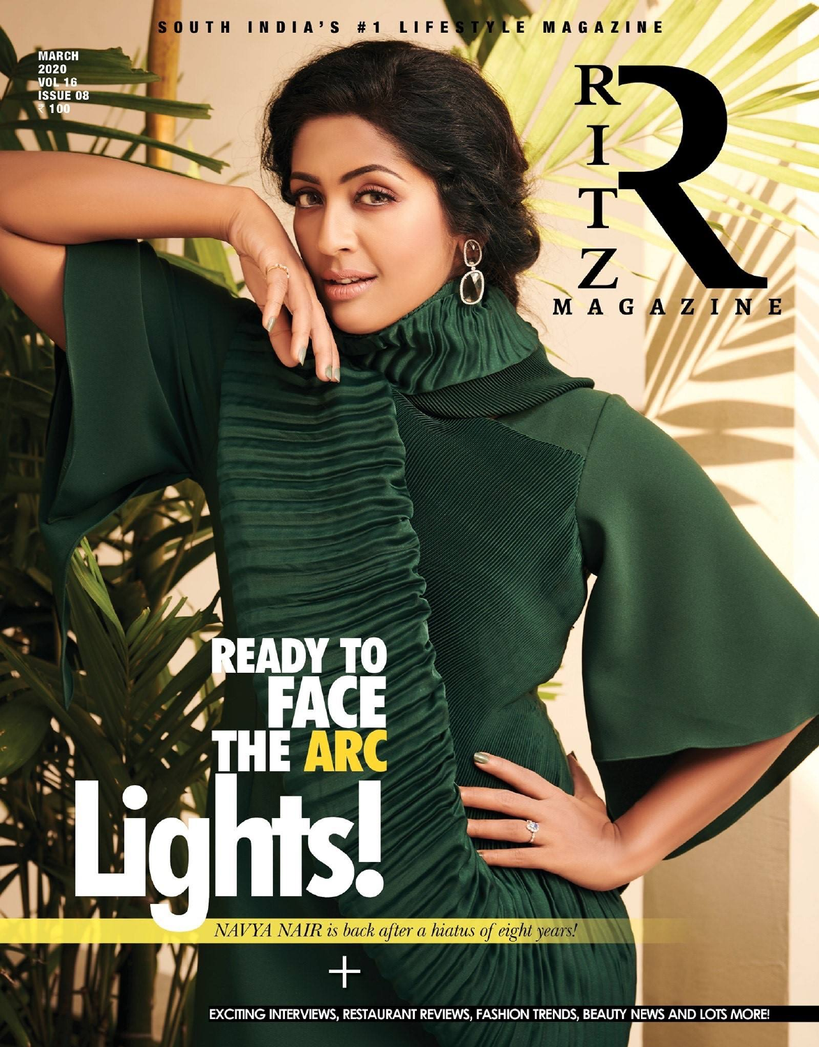SOUTH INDIA'S #1 LIFESTYLE MAGAZINE

MARCH
2020
VOL 16
ISSUE 08
₹ 100

# RITZ MAGAZINE

# READY TO FACE THE ARC Lights!

*NAVYA NAIR is back after a hiatus of eight years!*

+

**EXCITING INTERVIEWS, RESTAURANT REVIEWS, FASHION TRENDS, BEAUTY NEWS AND LOTS MORE!**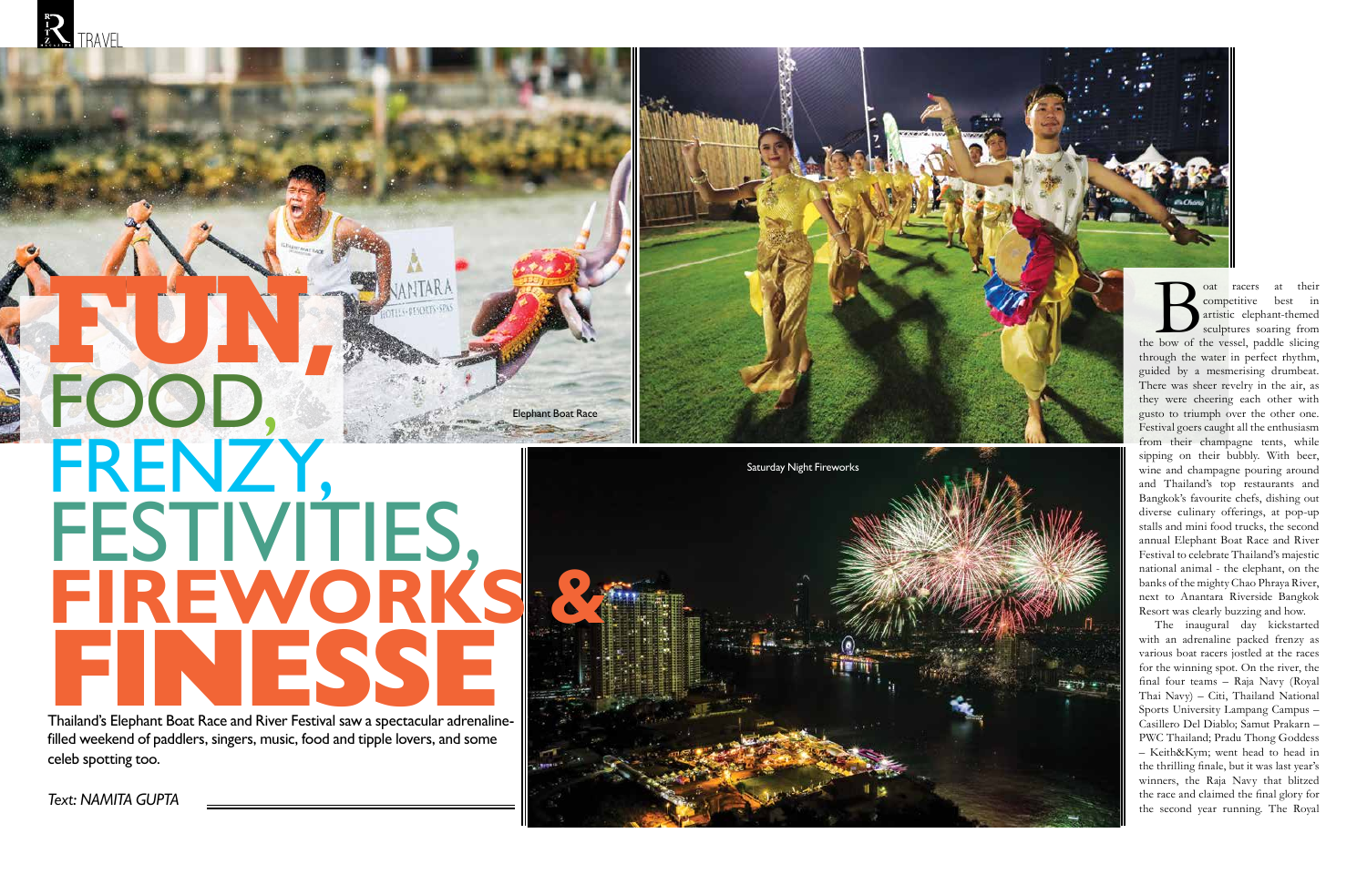# FUN, FOOD, FRENZY, FESTIVITIES, FIREWORKS & FINESSE

Thailand's Elephant Boat Race and River Festival saw a spectacular adrenaline-filled weekend of paddlers, singers, music, food and tipple lovers, and some celeb spotting too.

*Text: NAMITA GUPTA*

Elephant Boat Race

Saturday Night Fireworks

Boat racers at their competitive best in artistic elephant-themed sculptures soaring from the bow of the vessel, paddle slicing through the water in perfect rhythm, guided by a mesmerising drumbeat. There was sheer revelry in the air, as they were cheering each other with gusto to triumph over the other one. Festival goers caught all the enthusiasm from their champagne tents, while sipping on their bubbly. With beer, wine and champagne pouring around and Thailand's top restaurants and Bangkok's favourite chefs, dishing out diverse culinary offerings, at pop-up stalls and mini food trucks, the second annual Elephant Boat Race and River Festival to celebrate Thailand's majestic national animal - the elephant, on the banks of the mighty Chao Phraya River, next to Anantara Riverside Bangkok Resort was clearly buzzing and how.

The inaugural day kickstarted with an adrenaline packed frenzy as various boat racers jostled at the races for the winning spot. On the river, the final four teams – Raja Navy (Royal Thai Navy) – Citi, Thailand National Sports University Lampang Campus – Casillero Del Diablo; Samut Prakarn – PWC Thailand; Pradu Thong Goddess – Keith&Kym; went head to head in the thrilling finale, but it was last year's winners, the Raja Navy that blitzed the race and claimed the final glory for the second year running. The Royal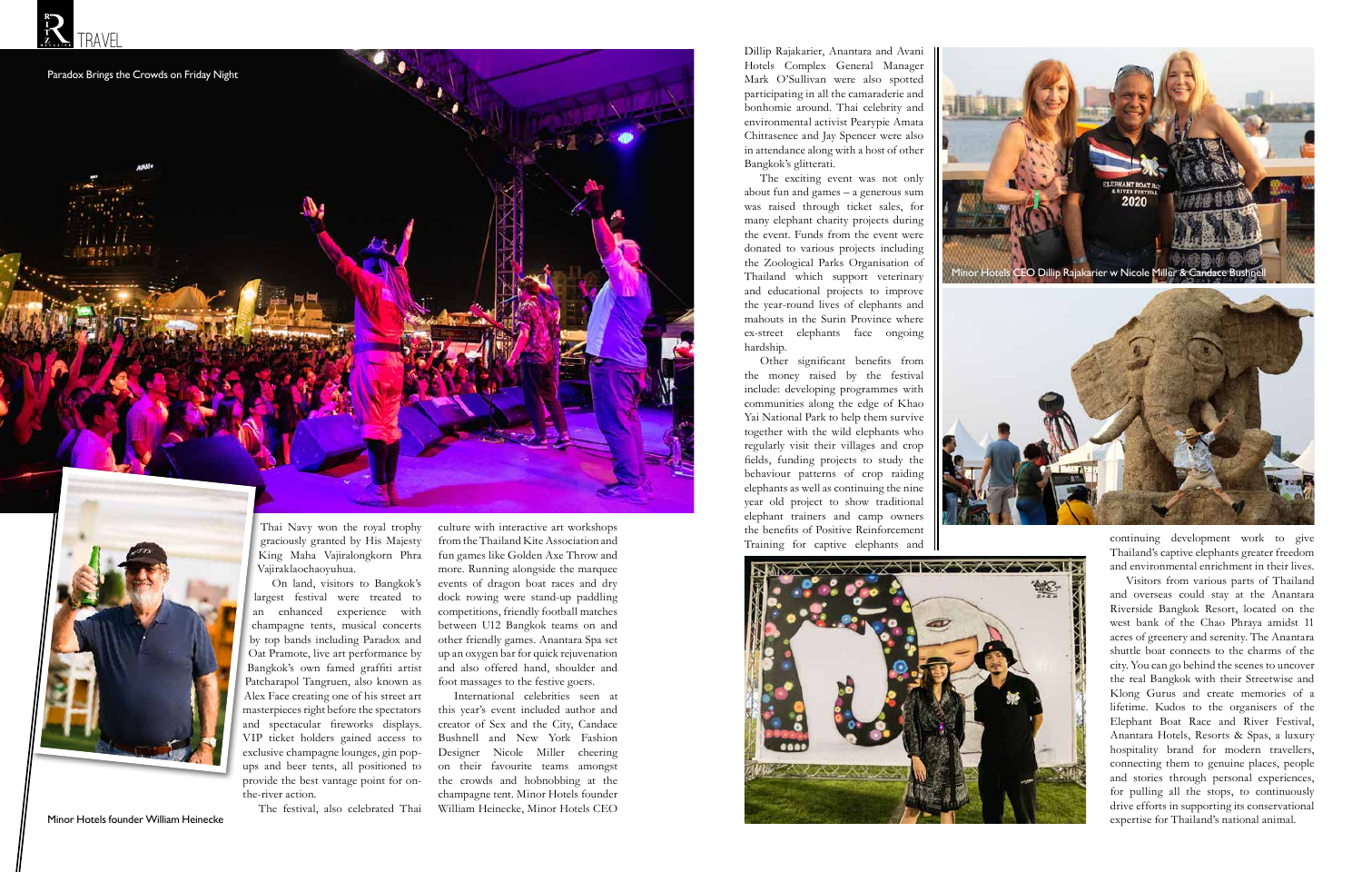Paradox Brings the Crowds on Friday Night

Thai Navy won the royal trophy graciously granted by His Majesty King Maha Vajiralongkorn Phra Vajiraklaochaoyuhua.

On land, visitors to Bangkok's largest festival were treated to an enhanced experience with champagne tents, musical concerts by top bands including Paradox and Oat Pramote, live art performance by Bangkok's own famed graffiti artist Patcharapol Tangruen, also known as Alex Face creating one of his street art masterpieces right before the spectators and spectacular fireworks displays. VIP ticket holders gained access to exclusive champagne lounges, gin pop-ups and beer tents, all positioned to provide the best vantage point for on-the-river action.

The festival, also celebrated Thai culture with interactive art workshops from the Thailand Kite Association and fun games like Golden Axe Throw and more. Running alongside the marquee events of dragon boat races and dry dock rowing were stand-up paddling competitions, friendly football matches between U12 Bangkok teams on and other friendly games. Anantara Spa set up an oxygen bar for quick rejuvenation and also offered hand, shoulder and foot massages to the festive goers.

International celebrities seen at this year's event included author and creator of Sex and the City, Candace Bushnell and New York Fashion Designer Nicole Miller cheering on their favourite teams amongst the crowds and hobnobbing at the champagne tent. Minor Hotels founder William Heinecke, Minor Hotels CEO Dillip Rajakarier, Anantara and Avani Hotels Complex General Manager Mark O'Sullivan were also spotted participating in all the camaraderie and bonhomie around. Thai celebrity and environmental activist Pearypie Amata Chittasenee and Jay Spencer were also in attendance along with a host of other Bangkok's glitterati.

The exciting event was not only about fun and games – a generous sum was raised through ticket sales, for many elephant charity projects during the event. Funds from the event were donated to various projects including the Zoological Parks Organisation of Thailand which support veterinary and educational projects to improve the year-round lives of elephants and mahouts in the Surin Province where ex-street elephants face ongoing hardship.

Other significant benefits from the money raised by the festival include: developing programmes with communities along the edge of Khao Yai National Park to help them survive together with the wild elephants who regularly visit their villages and crop fields, funding projects to study the behaviour patterns of crop raiding elephants as well as continuing the nine year old project to show traditional elephant trainers and camp owners the benefits of Positive Reinforcement Training for captive elephants and continuing development work to give Thailand's captive elephants greater freedom and environmental enrichment in their lives.

Visitors from various parts of Thailand and overseas could stay at the Anantara Riverside Bangkok Resort, located on the west bank of the Chao Phraya amidst 11 acres of greenery and serenity. The Anantara shuttle boat connects to the charms of the city. You can go behind the scenes to uncover the real Bangkok with their Streetwise and Klong Gurus and create memories of a lifetime. Kudos to the organisers of the Elephant Boat Race and River Festival, Anantara Hotels, Resorts & Spas, a luxury hospitality brand for modern travellers, connecting them to genuine places, people and stories through personal experiences, for pulling all the stops, to continuously drive efforts in supporting its conservational expertise for Thailand's national animal.

Minor Hotels founder William Heinecke

Minor Hotels CEO Dillip Rajakarier w Nicole Miller & Candace Bushnell